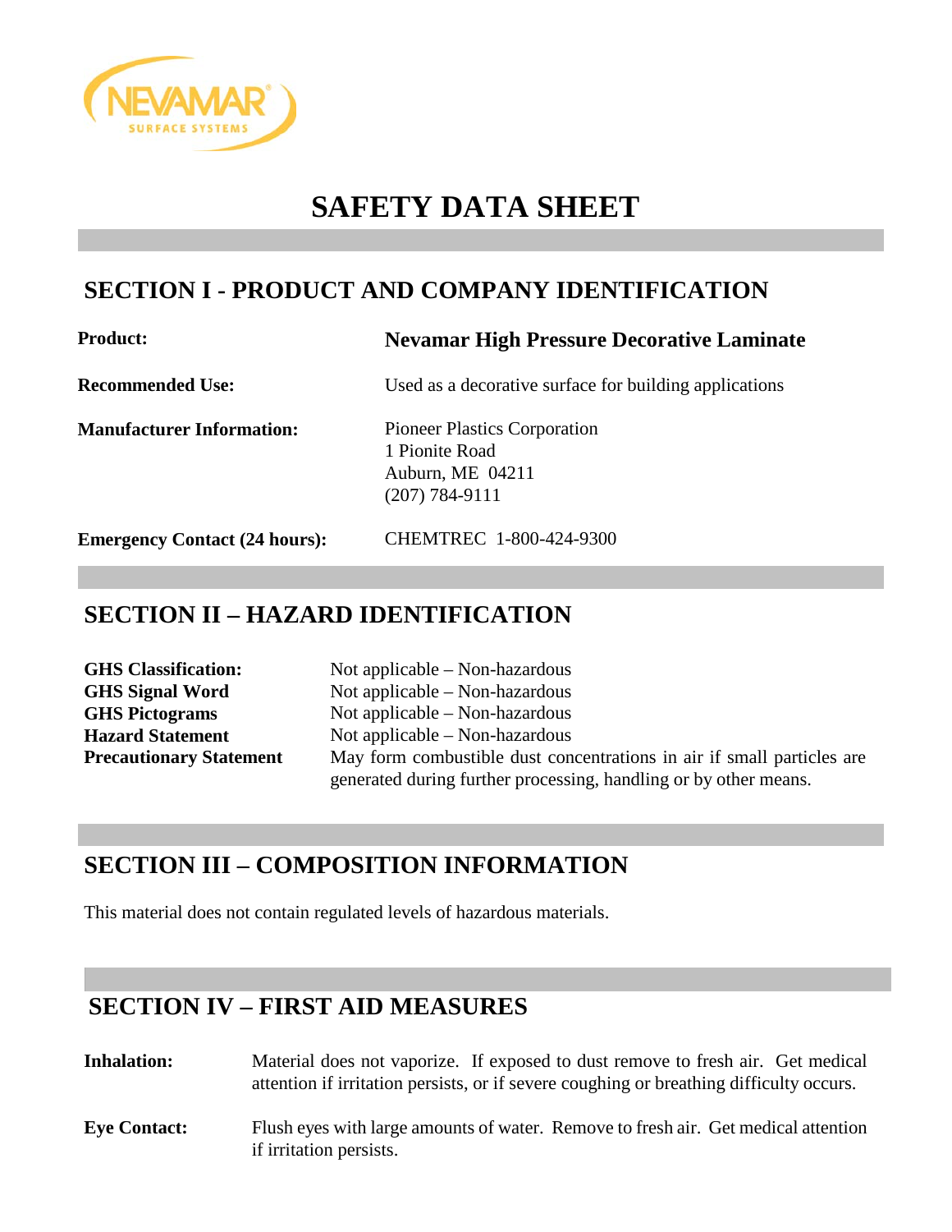NEVAMAR SURFACE SYSTEMS

# SAFETY DATA SHEET

## SECTION I - PRODUCT AND COMPANY IDENTIFICATION

| | |
|---|---|
| **Product:** | **Nevamar High Pressure Decorative Laminate** |
| **Recommended Use:** | Used as a decorative surface for building applications |
| **Manufacturer Information:** | Pioneer Plastics Corporation<br>1 Pionite Road<br>Auburn, ME 04211<br>(207) 784-9111 |
| **Emergency Contact (24 hours):** | CHEMTREC 1-800-424-9300 |

## SECTION II – HAZARD IDENTIFICATION

| | |
|---|---|
| **GHS Classification:** | Not applicable – Non-hazardous |
| **GHS Signal Word** | Not applicable – Non-hazardous |
| **GHS Pictograms** | Not applicable – Non-hazardous |
| **Hazard Statement** | Not applicable – Non-hazardous |
| **Precautionary Statement** | May form combustible dust concentrations in air if small particles are generated during further processing, handling or by other means. |

## SECTION III – COMPOSITION INFORMATION

This material does not contain regulated levels of hazardous materials.

## SECTION IV – FIRST AID MEASURES

**Inhalation:** Material does not vaporize. If exposed to dust remove to fresh air. Get medical attention if irritation persists, or if severe coughing or breathing difficulty occurs.

**Eye Contact:** Flush eyes with large amounts of water. Remove to fresh air. Get medical attention if irritation persists.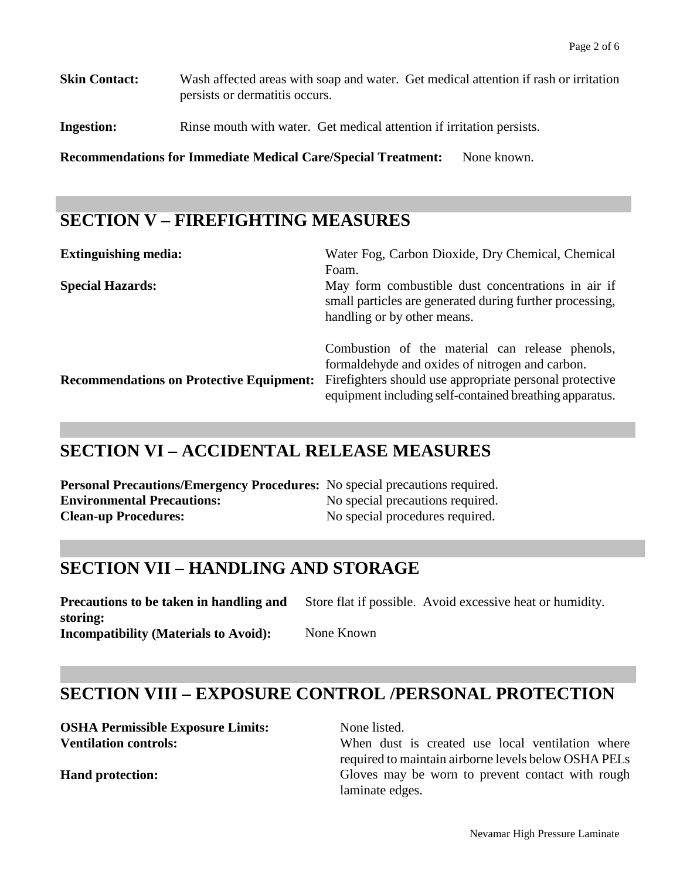**Skin Contact:** Wash affected areas with soap and water. Get medical attention if rash or irritation persists or dermatitis occurs.

**Ingestion:** Rinse mouth with water. Get medical attention if irritation persists.

**Recommendations for Immediate Medical Care/Special Treatment:** None known.

## SECTION V – FIREFIGHTING MEASURES

**Extinguishing media:** Water Fog, Carbon Dioxide, Dry Chemical, Chemical Foam.

**Special Hazards:** May form combustible dust concentrations in air if small particles are generated during further processing, handling or by other means.

Combustion of the material can release phenols, formaldehyde and oxides of nitrogen and carbon.

**Recommendations on Protective Equipment:** Firefighters should use appropriate personal protective equipment including self-contained breathing apparatus.

## SECTION VI – ACCIDENTAL RELEASE MEASURES

**Personal Precautions/Emergency Procedures:** No special precautions required.
**Environmental Precautions:** No special precautions required.
**Clean-up Procedures:** No special procedures required.

## SECTION VII – HANDLING AND STORAGE

**Precautions to be taken in handling and storing:** Store flat if possible. Avoid excessive heat or humidity.
**Incompatibility (Materials to Avoid):** None Known

## SECTION VIII – EXPOSURE CONTROL /PERSONAL PROTECTION

**OSHA Permissible Exposure Limits:** None listed.
**Ventilation controls:** When dust is created use local ventilation where required to maintain airborne levels below OSHA PELs
**Hand protection:** Gloves may be worn to prevent contact with rough laminate edges.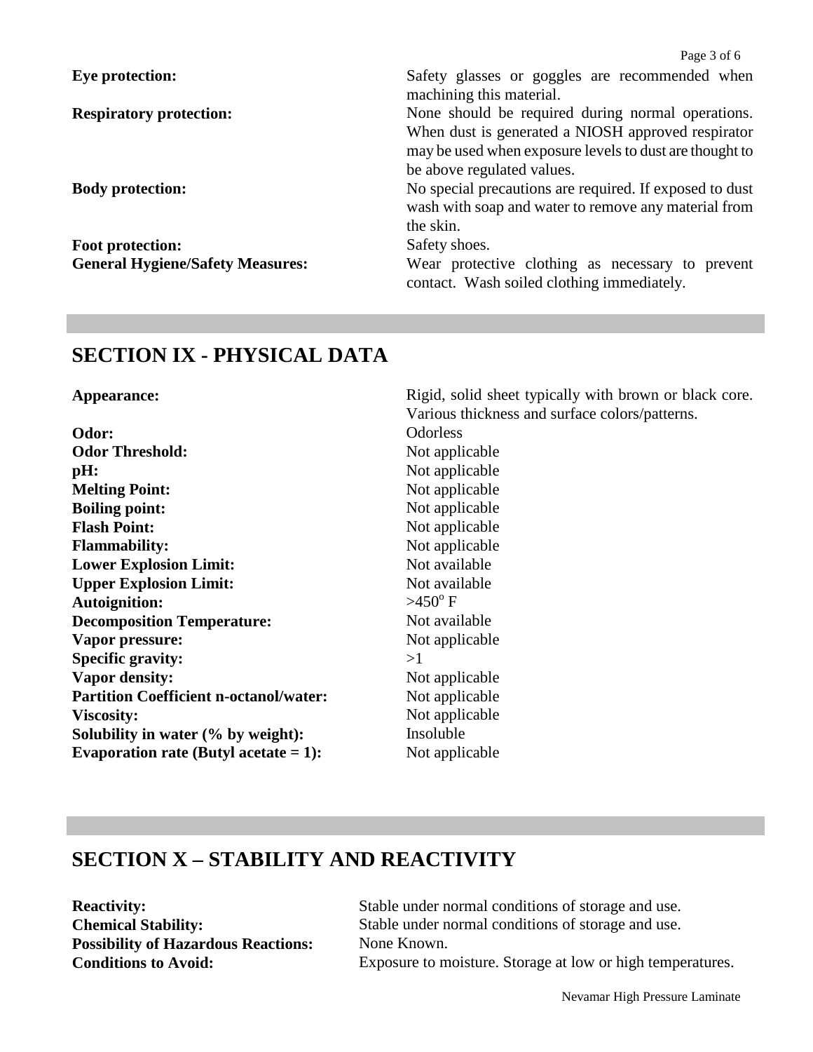**Eye protection:** Safety glasses or goggles are recommended when machining this material.

**Respiratory protection:** None should be required during normal operations. When dust is generated a NIOSH approved respirator may be used when exposure levels to dust are thought to be above regulated values.

**Body protection:** No special precautions are required. If exposed to dust wash with soap and water to remove any material from the skin.

**Foot protection:** Safety shoes.

**General Hygiene/Safety Measures:** Wear protective clothing as necessary to prevent contact. Wash soiled clothing immediately.

## SECTION IX - PHYSICAL DATA

**Appearance:** Rigid, solid sheet typically with brown or black core. Various thickness and surface colors/patterns.

**Odor:** Odorless

**Odor Threshold:** Not applicable

**pH:** Not applicable

**Melting Point:** Not applicable

**Boiling point:** Not applicable

**Flash Point:** Not applicable

**Flammability:** Not applicable

**Lower Explosion Limit:** Not available

**Upper Explosion Limit:** Not available

**Autoignition:** $>450^{o}$ F

**Decomposition Temperature:** Not available

**Vapor pressure:** Not applicable

**Specific gravity:** >1

**Vapor density:** Not applicable

**Partition Coefficient n-octanol/water:** Not applicable

**Viscosity:** Not applicable

**Solubility in water (% by weight):** Insoluble

**Evaporation rate (Butyl acetate = 1):** Not applicable

## SECTION X – STABILITY AND REACTIVITY

**Reactivity:** Stable under normal conditions of storage and use.

**Chemical Stability:** Stable under normal conditions of storage and use.

**Possibility of Hazardous Reactions:** None Known.

**Conditions to Avoid:** Exposure to moisture. Storage at low or high temperatures.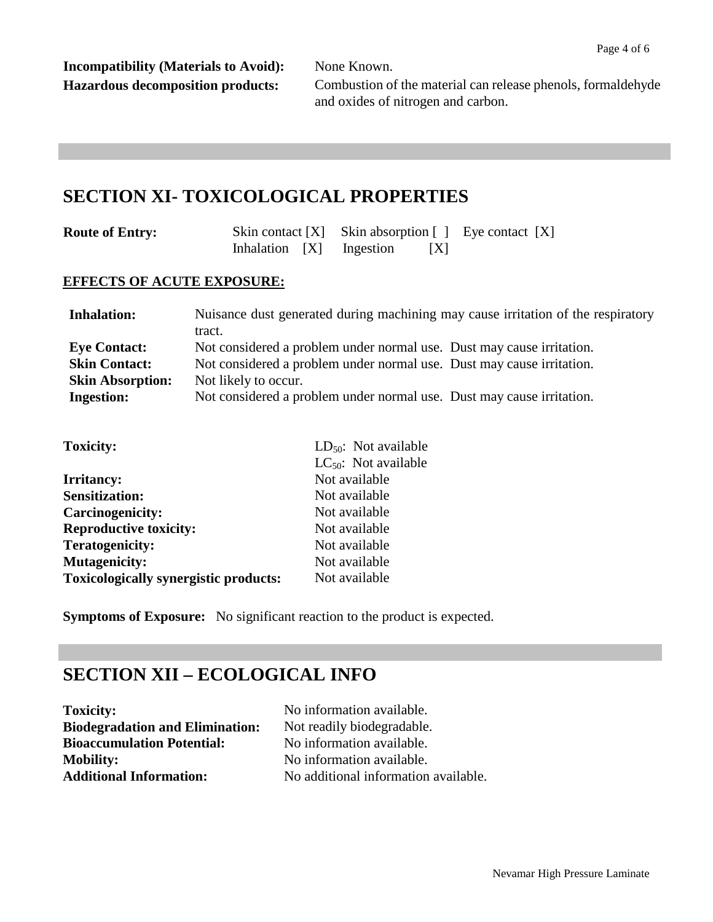**Incompatibility (Materials to Avoid):** None Known.

**Hazardous decomposition products:** Combustion of the material can release phenols, formaldehyde and oxides of nitrogen and carbon.

## SECTION XI- TOXICOLOGICAL PROPERTIES

**Route of Entry:** Skin contact [X] Skin absorption [ ] Eye contact [X]
Inhalation [X] Ingestion [X]

**EFFECTS OF ACUTE EXPOSURE:**

| | |
|---|---|
| **Inhalation:** | Nuisance dust generated during machining may cause irritation of the respiratory tract. |
| **Eye Contact:** | Not considered a problem under normal use. Dust may cause irritation. |
| **Skin Contact:** | Not considered a problem under normal use. Dust may cause irritation. |
| **Skin Absorption:** | Not likely to occur. |
| **Ingestion:** | Not considered a problem under normal use. Dust may cause irritation. |

| | |
|---|---|
| **Toxicity:** | $LD_{50}$: Not available<br>$LC_{50}$: Not available |
| **Irritancy:** | Not available |
| **Sensitization:** | Not available |
| **Carcinogenicity:** | Not available |
| **Reproductive toxicity:** | Not available |
| **Teratogenicity:** | Not available |
| **Mutagenicity:** | Not available |
| **Toxicologically synergistic products:** | Not available |

**Symptoms of Exposure:** No significant reaction to the product is expected.

## SECTION XII – ECOLOGICAL INFO

| | |
|---|---|
| **Toxicity:** | No information available. |
| **Biodegradation and Elimination:** | Not readily biodegradable. |
| **Bioaccumulation Potential:** | No information available. |
| **Mobility:** | No information available. |
| **Additional Information:** | No additional information available. |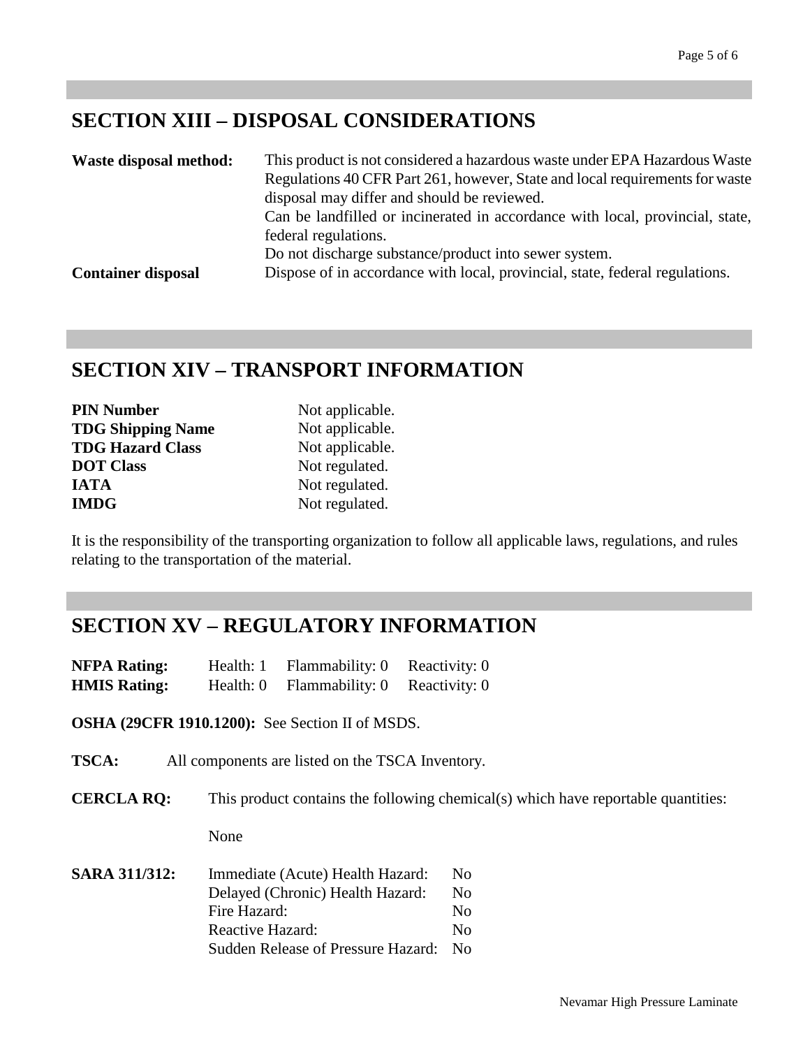## SECTION XIII – DISPOSAL CONSIDERATIONS

**Waste disposal method:** This product is not considered a hazardous waste under EPA Hazardous Waste Regulations 40 CFR Part 261, however, State and local requirements for waste disposal may differ and should be reviewed.
Can be landfilled or incinerated in accordance with local, provincial, state, federal regulations.
Do not discharge substance/product into sewer system.

**Container disposal** Dispose of in accordance with local, provincial, state, federal regulations.

## SECTION XIV – TRANSPORT INFORMATION

| | |
|---|---|
| **PIN Number** | Not applicable. |
| **TDG Shipping Name** | Not applicable. |
| **TDG Hazard Class** | Not applicable. |
| **DOT Class** | Not regulated. |
| **IATA** | Not regulated. |
| **IMDG** | Not regulated. |

It is the responsibility of the transporting organization to follow all applicable laws, regulations, and rules relating to the transportation of the material.

## SECTION XV – REGULATORY INFORMATION

| | | | |
|---|---|---|---|
| **NFPA Rating:** | Health: 1 | Flammability: 0 | Reactivity: 0 |
| **HMIS Rating:** | Health: 0 | Flammability: 0 | Reactivity: 0 |

**OSHA (29CFR 1910.1200):** See Section II of MSDS.

**TSCA:** All components are listed on the TSCA Inventory.

**CERCLA RQ:** This product contains the following chemical(s) which have reportable quantities:

None

**SARA 311/312:**

| | |
|---|---|
| Immediate (Acute) Health Hazard: | No |
| Delayed (Chronic) Health Hazard: | No |
| Fire Hazard: | No |
| Reactive Hazard: | No |
| Sudden Release of Pressure Hazard: | No |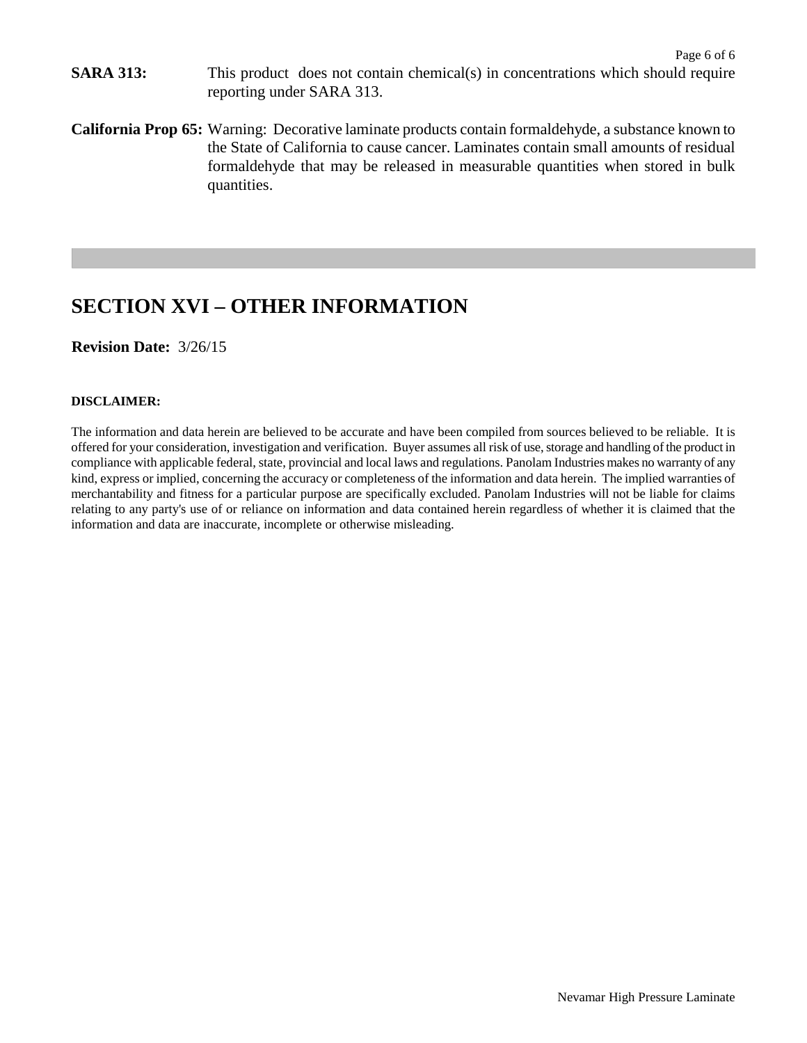**SARA 313:** This product does not contain chemical(s) in concentrations which should require reporting under SARA 313.

**California Prop 65:** Warning: Decorative laminate products contain formaldehyde, a substance known to the State of California to cause cancer. Laminates contain small amounts of residual formaldehyde that may be released in measurable quantities when stored in bulk quantities.

## SECTION XVI – OTHER INFORMATION

**Revision Date:** 3/26/15

**DISCLAIMER:**

The information and data herein are believed to be accurate and have been compiled from sources believed to be reliable. It is offered for your consideration, investigation and verification. Buyer assumes all risk of use, storage and handling of the product in compliance with applicable federal, state, provincial and local laws and regulations. Panolam Industries makes no warranty of any kind, express or implied, concerning the accuracy or completeness of the information and data herein. The implied warranties of merchantability and fitness for a particular purpose are specifically excluded. Panolam Industries will not be liable for claims relating to any party's use of or reliance on information and data contained herein regardless of whether it is claimed that the information and data are inaccurate, incomplete or otherwise misleading.